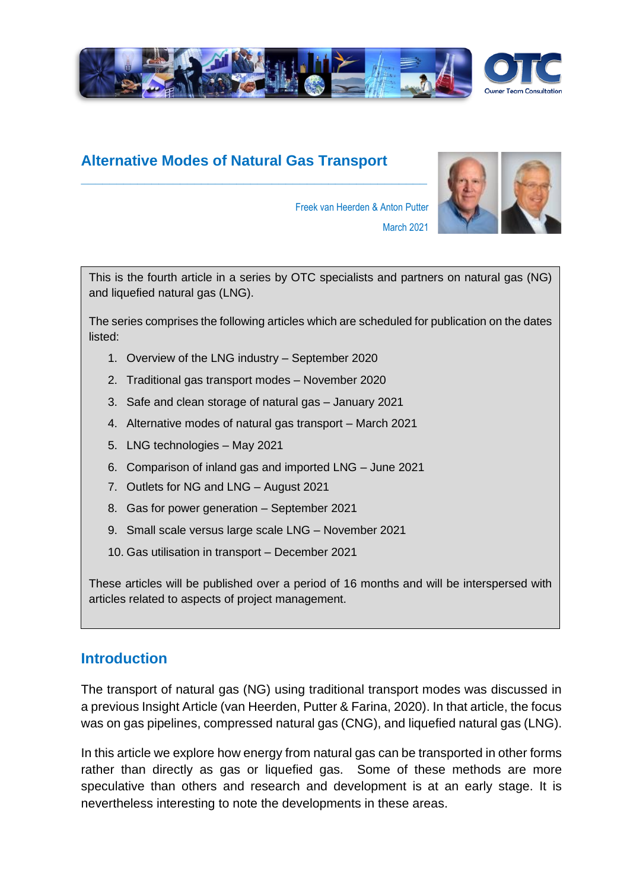# Alternative Modes of Natural Gas Transport

Freek van Heerden & Anton Putter

March 2021

This is the fourth article in a series by OTC specialists and partners on natural gas (NG) and liquefied natural gas (LNG).

The series comprises the following articles which are scheduled for publication on the dates listed:

1. Overview of the LNG industry – September 2020
2. Traditional gas transport modes – November 2020
3. Safe and clean storage of natural gas – January 2021
4. Alternative modes of natural gas transport – March 2021
5. LNG technologies – May 2021
6. Comparison of inland gas and imported LNG – June 2021
7. Outlets for NG and LNG – August 2021
8. Gas for power generation – September 2021
9. Small scale versus large scale LNG – November 2021
10. Gas utilisation in transport – December 2021

These articles will be published over a period of 16 months and will be interspersed with articles related to aspects of project management.

## Introduction

The transport of natural gas (NG) using traditional transport modes was discussed in a previous Insight Article (van Heerden, Putter & Farina, 2020). In that article, the focus was on gas pipelines, compressed natural gas (CNG), and liquefied natural gas (LNG).

In this article we explore how energy from natural gas can be transported in other forms rather than directly as gas or liquefied gas. Some of these methods are more speculative than others and research and development is at an early stage. It is nevertheless interesting to note the developments in these areas.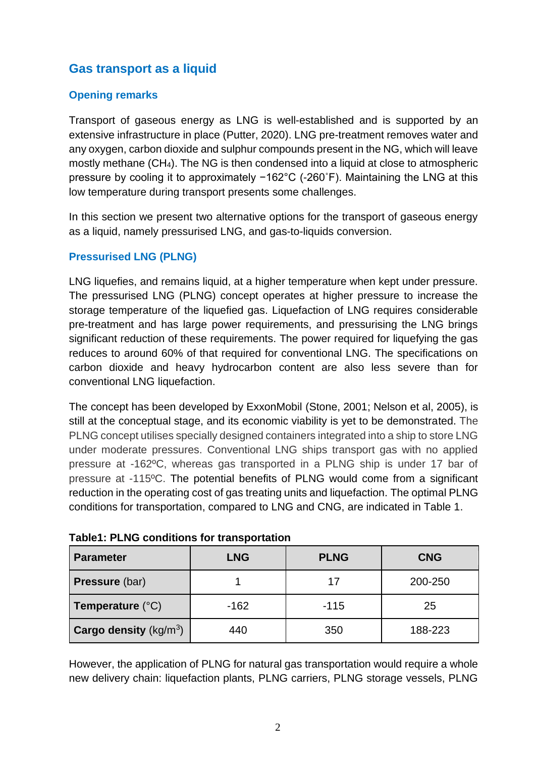## Gas transport as a liquid

### Opening remarks

Transport of gaseous energy as LNG is well-established and is supported by an extensive infrastructure in place (Putter, 2020). LNG pre-treatment removes water and any oxygen, carbon dioxide and sulphur compounds present in the NG, which will leave mostly methane ($CH_4$). The NG is then condensed into a liquid at close to atmospheric pressure by cooling it to approximately −162˚C (-260˚F). Maintaining the LNG at this low temperature during transport presents some challenges.

In this section we present two alternative options for the transport of gaseous energy as a liquid, namely pressurised LNG, and gas-to-liquids conversion.

### Pressurised LNG (PLNG)

LNG liquefies, and remains liquid, at a higher temperature when kept under pressure. The pressurised LNG (PLNG) concept operates at higher pressure to increase the storage temperature of the liquefied gas. Liquefaction of LNG requires considerable pre-treatment and has large power requirements, and pressurising the LNG brings significant reduction of these requirements. The power required for liquefying the gas reduces to around 60% of that required for conventional LNG. The specifications on carbon dioxide and heavy hydrocarbon content are also less severe than for conventional LNG liquefaction.

The concept has been developed by ExxonMobil (Stone, 2001; Nelson et al, 2005), is still at the conceptual stage, and its economic viability is yet to be demonstrated. The PLNG concept utilises specially designed containers integrated into a ship to store LNG under moderate pressures. Conventional LNG ships transport gas with no applied pressure at -162ºC, whereas gas transported in a PLNG ship is under 17 bar of pressure at -115ºC. The potential benefits of PLNG would come from a significant reduction in the operating cost of gas treating units and liquefaction. The optimal PLNG conditions for transportation, compared to LNG and CNG, are indicated in Table 1.

**Table1: PLNG conditions for transportation**

| Parameter | LNG | PLNG | CNG |
|---|---|---|---|
| **Pressure** (bar) | 1 | 17 | 200-250 |
| **Temperature** (°C) | -162 | -115 | 25 |
| **Cargo density** ($kg/m^3$) | 440 | 350 | 188-223 |

However, the application of PLNG for natural gas transportation would require a whole new delivery chain: liquefaction plants, PLNG carriers, PLNG storage vessels, PLNG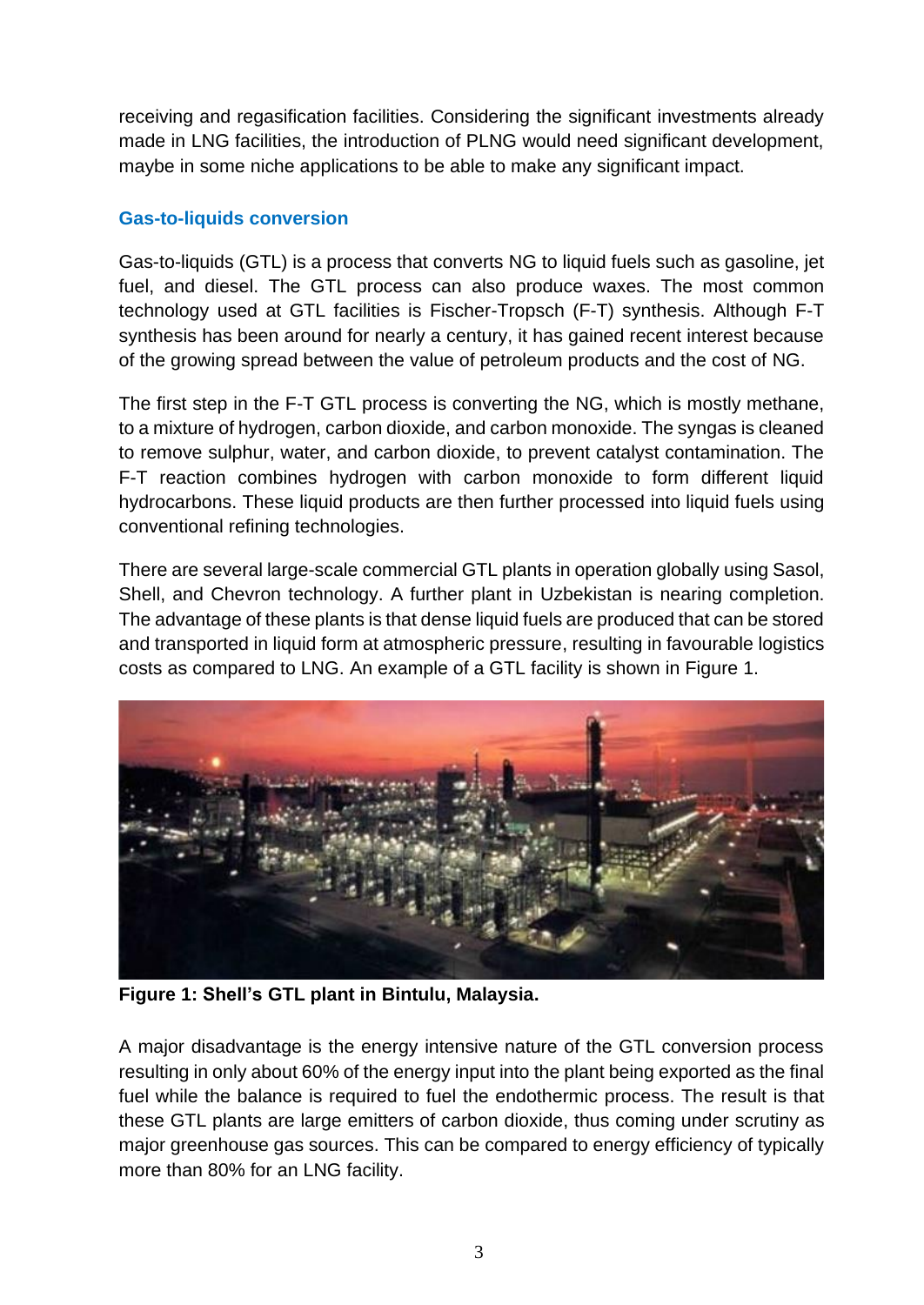receiving and regasification facilities. Considering the significant investments already made in LNG facilities, the introduction of PLNG would need significant development, maybe in some niche applications to be able to make any significant impact.

## Gas-to-liquids conversion

Gas-to-liquids (GTL) is a process that converts NG to liquid fuels such as gasoline, jet fuel, and diesel. The GTL process can also produce waxes. The most common technology used at GTL facilities is Fischer-Tropsch (F-T) synthesis. Although F-T synthesis has been around for nearly a century, it has gained recent interest because of the growing spread between the value of petroleum products and the cost of NG.

The first step in the F-T GTL process is converting the NG, which is mostly methane, to a mixture of hydrogen, carbon dioxide, and carbon monoxide. The syngas is cleaned to remove sulphur, water, and carbon dioxide, to prevent catalyst contamination. The F-T reaction combines hydrogen with carbon monoxide to form different liquid hydrocarbons. These liquid products are then further processed into liquid fuels using conventional refining technologies.

There are several large-scale commercial GTL plants in operation globally using Sasol, Shell, and Chevron technology. A further plant in Uzbekistan is nearing completion. The advantage of these plants is that dense liquid fuels are produced that can be stored and transported in liquid form at atmospheric pressure, resulting in favourable logistics costs as compared to LNG. An example of a GTL facility is shown in Figure 1.

**Figure 1: Shell's GTL plant in Bintulu, Malaysia.**

A major disadvantage is the energy intensive nature of the GTL conversion process resulting in only about 60% of the energy input into the plant being exported as the final fuel while the balance is required to fuel the endothermic process. The result is that these GTL plants are large emitters of carbon dioxide, thus coming under scrutiny as major greenhouse gas sources. This can be compared to energy efficiency of typically more than 80% for an LNG facility.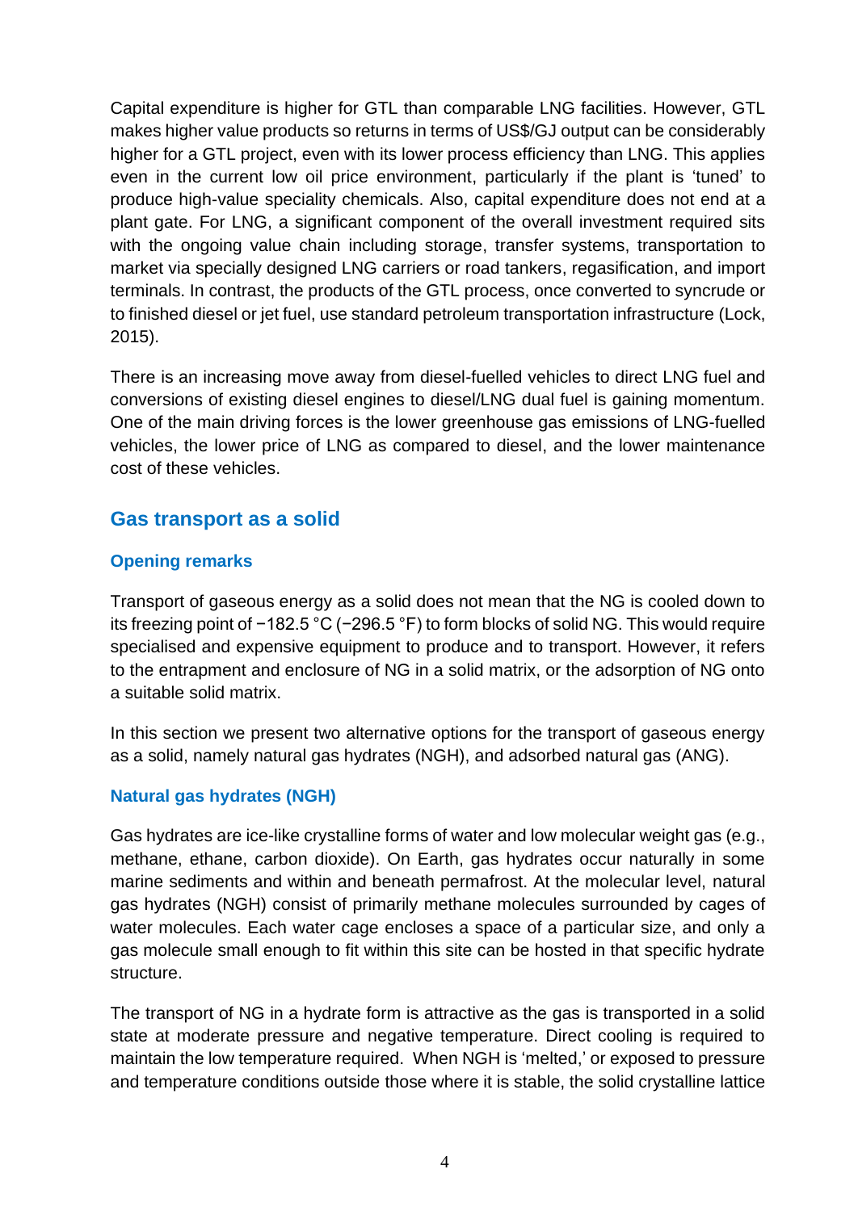Capital expenditure is higher for GTL than comparable LNG facilities. However, GTL makes higher value products so returns in terms of US$/GJ output can be considerably higher for a GTL project, even with its lower process efficiency than LNG. This applies even in the current low oil price environment, particularly if the plant is 'tuned' to produce high-value speciality chemicals. Also, capital expenditure does not end at a plant gate. For LNG, a significant component of the overall investment required sits with the ongoing value chain including storage, transfer systems, transportation to market via specially designed LNG carriers or road tankers, regasification, and import terminals. In contrast, the products of the GTL process, once converted to syncrude or to finished diesel or jet fuel, use standard petroleum transportation infrastructure (Lock, 2015).

There is an increasing move away from diesel-fuelled vehicles to direct LNG fuel and conversions of existing diesel engines to diesel/LNG dual fuel is gaining momentum. One of the main driving forces is the lower greenhouse gas emissions of LNG-fuelled vehicles, the lower price of LNG as compared to diesel, and the lower maintenance cost of these vehicles.

## Gas transport as a solid

### Opening remarks

Transport of gaseous energy as a solid does not mean that the NG is cooled down to its freezing point of −182.5 °C (−296.5 °F) to form blocks of solid NG. This would require specialised and expensive equipment to produce and to transport. However, it refers to the entrapment and enclosure of NG in a solid matrix, or the adsorption of NG onto a suitable solid matrix.

In this section we present two alternative options for the transport of gaseous energy as a solid, namely natural gas hydrates (NGH), and adsorbed natural gas (ANG).

### Natural gas hydrates (NGH)

Gas hydrates are ice-like crystalline forms of water and low molecular weight gas (e.g., methane, ethane, carbon dioxide). On Earth, gas hydrates occur naturally in some marine sediments and within and beneath permafrost. At the molecular level, natural gas hydrates (NGH) consist of primarily methane molecules surrounded by cages of water molecules. Each water cage encloses a space of a particular size, and only a gas molecule small enough to fit within this site can be hosted in that specific hydrate structure.

The transport of NG in a hydrate form is attractive as the gas is transported in a solid state at moderate pressure and negative temperature. Direct cooling is required to maintain the low temperature required. When NGH is 'melted,' or exposed to pressure and temperature conditions outside those where it is stable, the solid crystalline lattice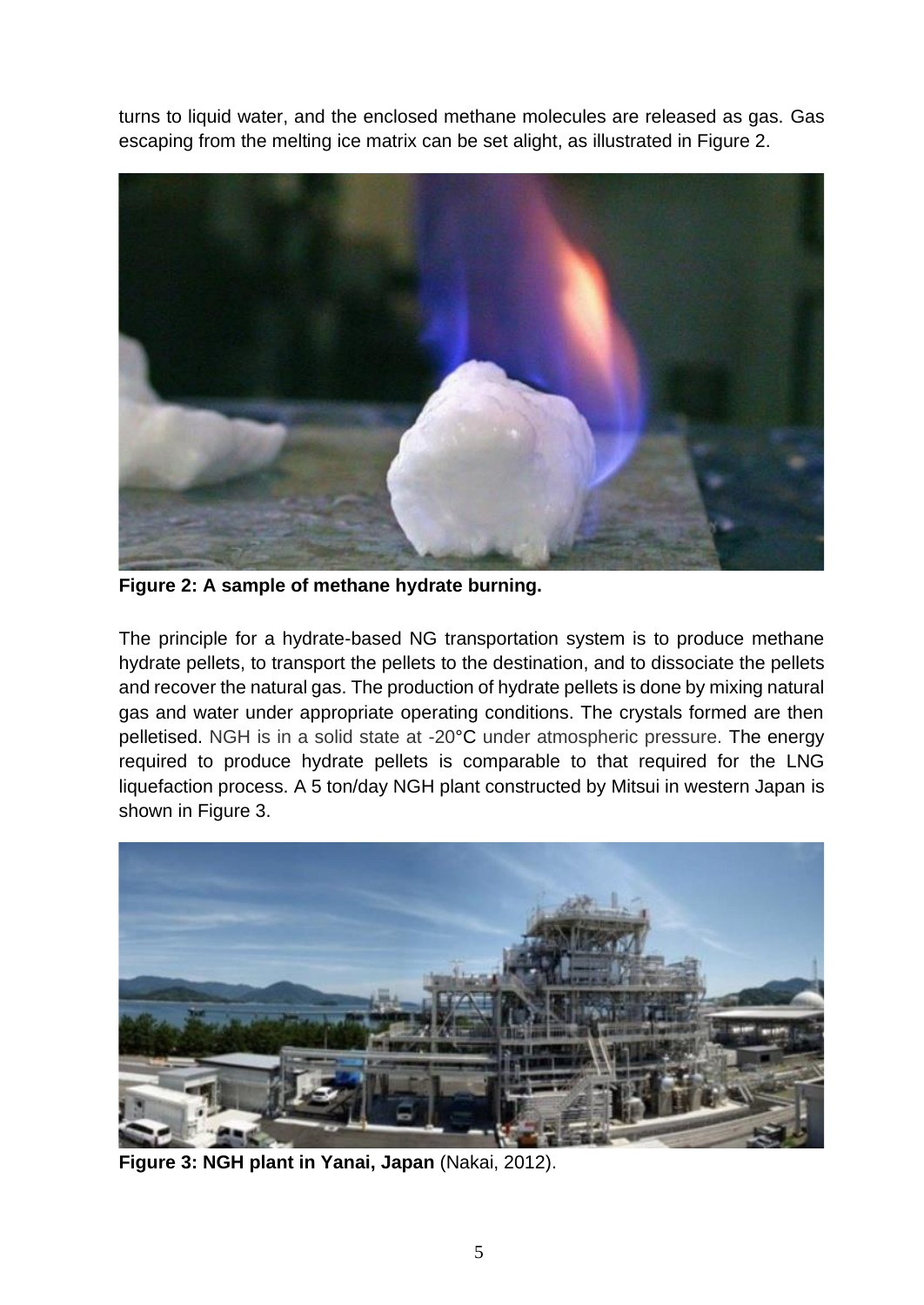turns to liquid water, and the enclosed methane molecules are released as gas. Gas escaping from the melting ice matrix can be set alight, as illustrated in Figure 2.

**Figure 2: A sample of methane hydrate burning.**

The principle for a hydrate-based NG transportation system is to produce methane hydrate pellets, to transport the pellets to the destination, and to dissociate the pellets and recover the natural gas. The production of hydrate pellets is done by mixing natural gas and water under appropriate operating conditions. The crystals formed are then pelletised. NGH is in a solid state at -20°C under atmospheric pressure. The energy required to produce hydrate pellets is comparable to that required for the LNG liquefaction process. A 5 ton/day NGH plant constructed by Mitsui in western Japan is shown in Figure 3.

**Figure 3: NGH plant in Yanai, Japan** (Nakai, 2012).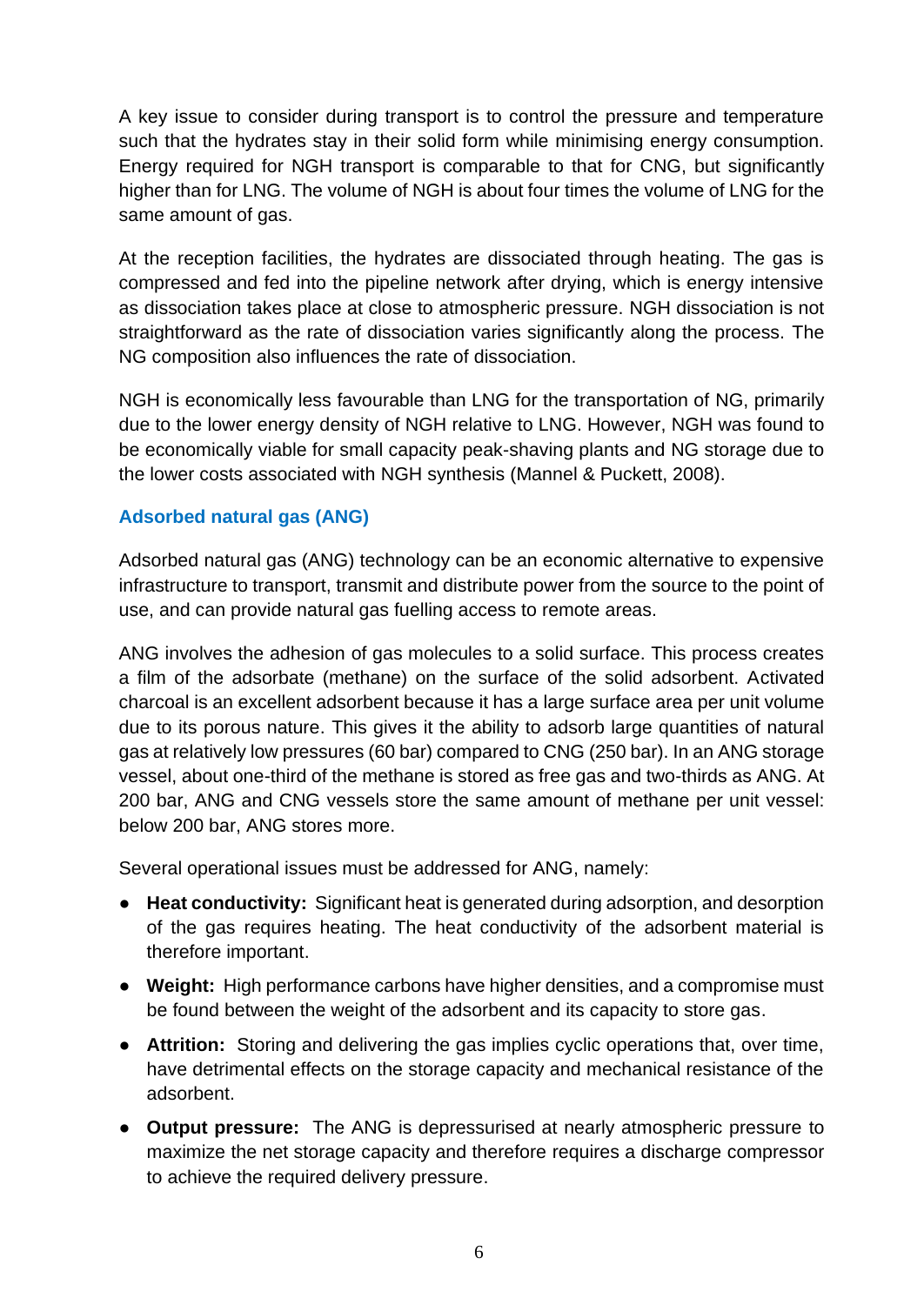A key issue to consider during transport is to control the pressure and temperature such that the hydrates stay in their solid form while minimising energy consumption. Energy required for NGH transport is comparable to that for CNG, but significantly higher than for LNG. The volume of NGH is about four times the volume of LNG for the same amount of gas.

At the reception facilities, the hydrates are dissociated through heating. The gas is compressed and fed into the pipeline network after drying, which is energy intensive as dissociation takes place at close to atmospheric pressure. NGH dissociation is not straightforward as the rate of dissociation varies significantly along the process. The NG composition also influences the rate of dissociation.

NGH is economically less favourable than LNG for the transportation of NG, primarily due to the lower energy density of NGH relative to LNG. However, NGH was found to be economically viable for small capacity peak-shaving plants and NG storage due to the lower costs associated with NGH synthesis (Mannel & Puckett, 2008).

### Adsorbed natural gas (ANG)

Adsorbed natural gas (ANG) technology can be an economic alternative to expensive infrastructure to transport, transmit and distribute power from the source to the point of use, and can provide natural gas fuelling access to remote areas.

ANG involves the adhesion of gas molecules to a solid surface. This process creates a film of the adsorbate (methane) on the surface of the solid adsorbent. Activated charcoal is an excellent adsorbent because it has a large surface area per unit volume due to its porous nature. This gives it the ability to adsorb large quantities of natural gas at relatively low pressures (60 bar) compared to CNG (250 bar). In an ANG storage vessel, about one-third of the methane is stored as free gas and two-thirds as ANG. At 200 bar, ANG and CNG vessels store the same amount of methane per unit vessel: below 200 bar, ANG stores more.

Several operational issues must be addressed for ANG, namely:

- **Heat conductivity:** Significant heat is generated during adsorption, and desorption of the gas requires heating. The heat conductivity of the adsorbent material is therefore important.
- **Weight:** High performance carbons have higher densities, and a compromise must be found between the weight of the adsorbent and its capacity to store gas.
- **Attrition:** Storing and delivering the gas implies cyclic operations that, over time, have detrimental effects on the storage capacity and mechanical resistance of the adsorbent.
- **Output pressure:** The ANG is depressurised at nearly atmospheric pressure to maximize the net storage capacity and therefore requires a discharge compressor to achieve the required delivery pressure.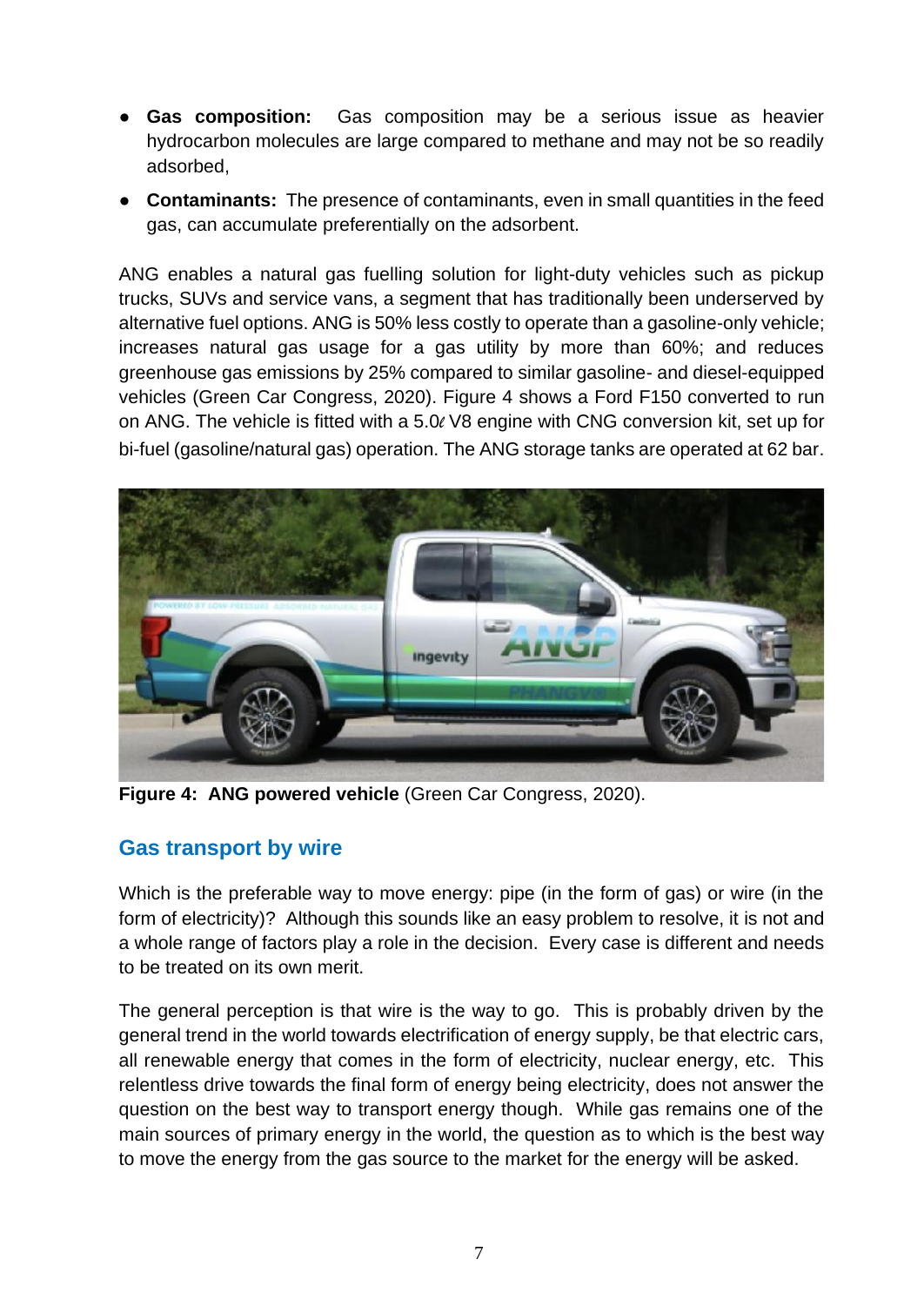- **Gas composition:** Gas composition may be a serious issue as heavier hydrocarbon molecules are large compared to methane and may not be so readily adsorbed,
- **Contaminants:** The presence of contaminants, even in small quantities in the feed gas, can accumulate preferentially on the adsorbent.

ANG enables a natural gas fuelling solution for light-duty vehicles such as pickup trucks, SUVs and service vans, a segment that has traditionally been underserved by alternative fuel options. ANG is 50% less costly to operate than a gasoline-only vehicle; increases natural gas usage for a gas utility by more than 60%; and reduces greenhouse gas emissions by 25% compared to similar gasoline- and diesel-equipped vehicles (Green Car Congress, 2020). Figure 4 shows a Ford F150 converted to run on ANG. The vehicle is fitted with a 5.0ℓ V8 engine with CNG conversion kit, set up for bi-fuel (gasoline/natural gas) operation. The ANG storage tanks are operated at 62 bar.

**Figure 4: ANG powered vehicle** (Green Car Congress, 2020).

## Gas transport by wire

Which is the preferable way to move energy: pipe (in the form of gas) or wire (in the form of electricity)? Although this sounds like an easy problem to resolve, it is not and a whole range of factors play a role in the decision. Every case is different and needs to be treated on its own merit.

The general perception is that wire is the way to go. This is probably driven by the general trend in the world towards electrification of energy supply, be that electric cars, all renewable energy that comes in the form of electricity, nuclear energy, etc. This relentless drive towards the final form of energy being electricity, does not answer the question on the best way to transport energy though. While gas remains one of the main sources of primary energy in the world, the question as to which is the best way to move the energy from the gas source to the market for the energy will be asked.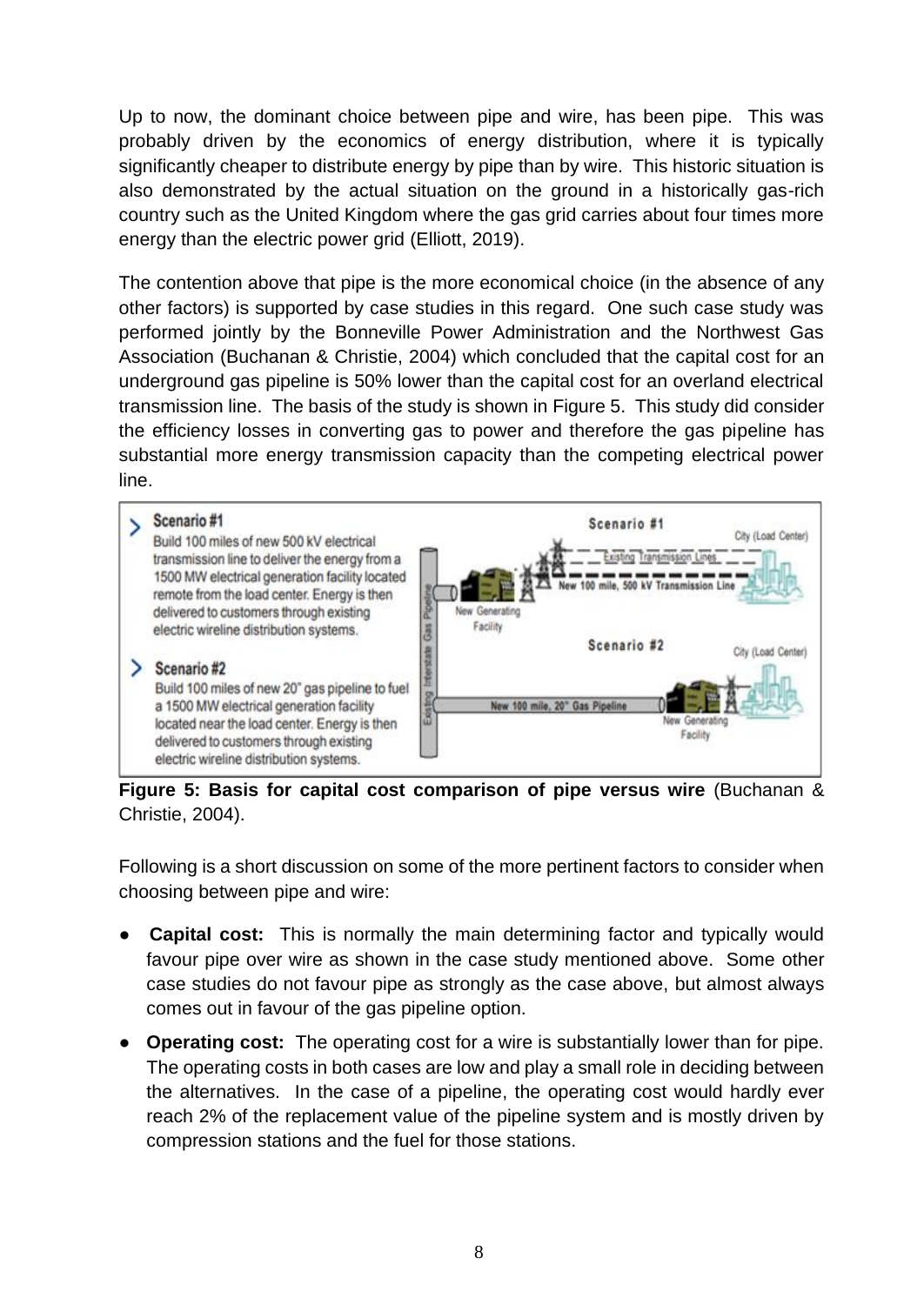Up to now, the dominant choice between pipe and wire, has been pipe. This was probably driven by the economics of energy distribution, where it is typically significantly cheaper to distribute energy by pipe than by wire. This historic situation is also demonstrated by the actual situation on the ground in a historically gas-rich country such as the United Kingdom where the gas grid carries about four times more energy than the electric power grid (Elliott, 2019).

The contention above that pipe is the more economical choice (in the absence of any other factors) is supported by case studies in this regard. One such case study was performed jointly by the Bonneville Power Administration and the Northwest Gas Association (Buchanan & Christie, 2004) which concluded that the capital cost for an underground gas pipeline is 50% lower than the capital cost for an overland electrical transmission line. The basis of the study is shown in Figure 5. This study did consider the efficiency losses in converting gas to power and therefore the gas pipeline has substantial more energy transmission capacity than the competing electrical power line.

**Scenario #1**
Build 100 miles of new 500 kV electrical transmission line to deliver the energy from a 1500 MW electrical generation facility located remote from the load center. Energy is then delivered to customers through existing electric wireline distribution systems.

**Scenario #2**
Build 100 miles of new 20" gas pipeline to fuel a 1500 MW electrical generation facility located near the load center. Energy is then delivered to customers through existing electric wireline distribution systems.

**Figure 5: Basis for capital cost comparison of pipe versus wire** (Buchanan & Christie, 2004).

Following is a short discussion on some of the more pertinent factors to consider when choosing between pipe and wire:

- **Capital cost:** This is normally the main determining factor and typically would favour pipe over wire as shown in the case study mentioned above. Some other case studies do not favour pipe as strongly as the case above, but almost always comes out in favour of the gas pipeline option.
- **Operating cost:** The operating cost for a wire is substantially lower than for pipe. The operating costs in both cases are low and play a small role in deciding between the alternatives. In the case of a pipeline, the operating cost would hardly ever reach 2% of the replacement value of the pipeline system and is mostly driven by compression stations and the fuel for those stations.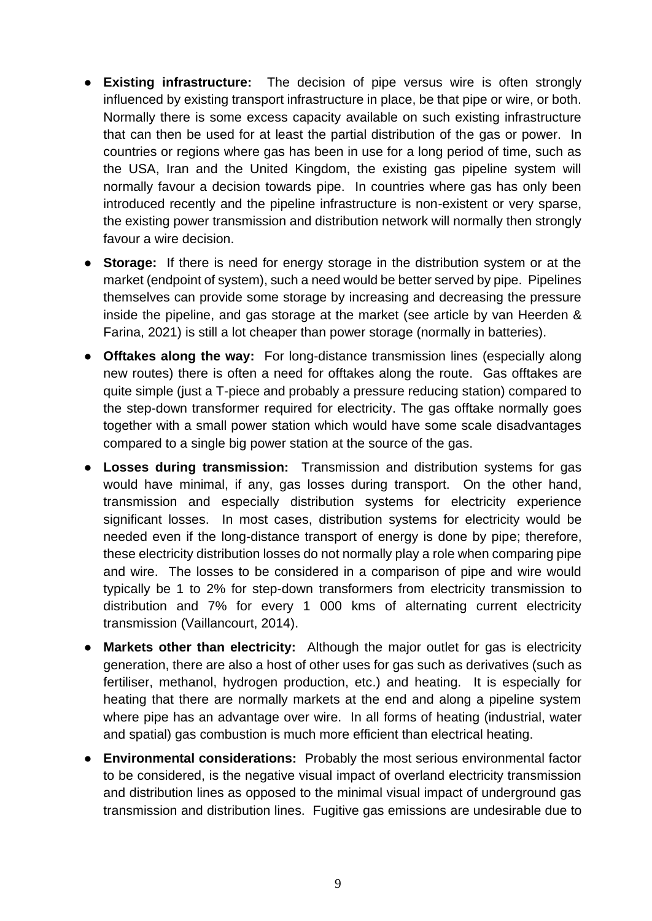- **Existing infrastructure:** The decision of pipe versus wire is often strongly influenced by existing transport infrastructure in place, be that pipe or wire, or both. Normally there is some excess capacity available on such existing infrastructure that can then be used for at least the partial distribution of the gas or power. In countries or regions where gas has been in use for a long period of time, such as the USA, Iran and the United Kingdom, the existing gas pipeline system will normally favour a decision towards pipe. In countries where gas has only been introduced recently and the pipeline infrastructure is non-existent or very sparse, the existing power transmission and distribution network will normally then strongly favour a wire decision.
- **Storage:** If there is need for energy storage in the distribution system or at the market (endpoint of system), such a need would be better served by pipe. Pipelines themselves can provide some storage by increasing and decreasing the pressure inside the pipeline, and gas storage at the market (see article by van Heerden & Farina, 2021) is still a lot cheaper than power storage (normally in batteries).
- **Offtakes along the way:** For long-distance transmission lines (especially along new routes) there is often a need for offtakes along the route. Gas offtakes are quite simple (just a T-piece and probably a pressure reducing station) compared to the step-down transformer required for electricity. The gas offtake normally goes together with a small power station which would have some scale disadvantages compared to a single big power station at the source of the gas.
- **Losses during transmission:** Transmission and distribution systems for gas would have minimal, if any, gas losses during transport. On the other hand, transmission and especially distribution systems for electricity experience significant losses. In most cases, distribution systems for electricity would be needed even if the long-distance transport of energy is done by pipe; therefore, these electricity distribution losses do not normally play a role when comparing pipe and wire. The losses to be considered in a comparison of pipe and wire would typically be 1 to 2% for step-down transformers from electricity transmission to distribution and 7% for every 1 000 kms of alternating current electricity transmission (Vaillancourt, 2014).
- **Markets other than electricity:** Although the major outlet for gas is electricity generation, there are also a host of other uses for gas such as derivatives (such as fertiliser, methanol, hydrogen production, etc.) and heating. It is especially for heating that there are normally markets at the end and along a pipeline system where pipe has an advantage over wire. In all forms of heating (industrial, water and spatial) gas combustion is much more efficient than electrical heating.
- **Environmental considerations:** Probably the most serious environmental factor to be considered, is the negative visual impact of overland electricity transmission and distribution lines as opposed to the minimal visual impact of underground gas transmission and distribution lines. Fugitive gas emissions are undesirable due to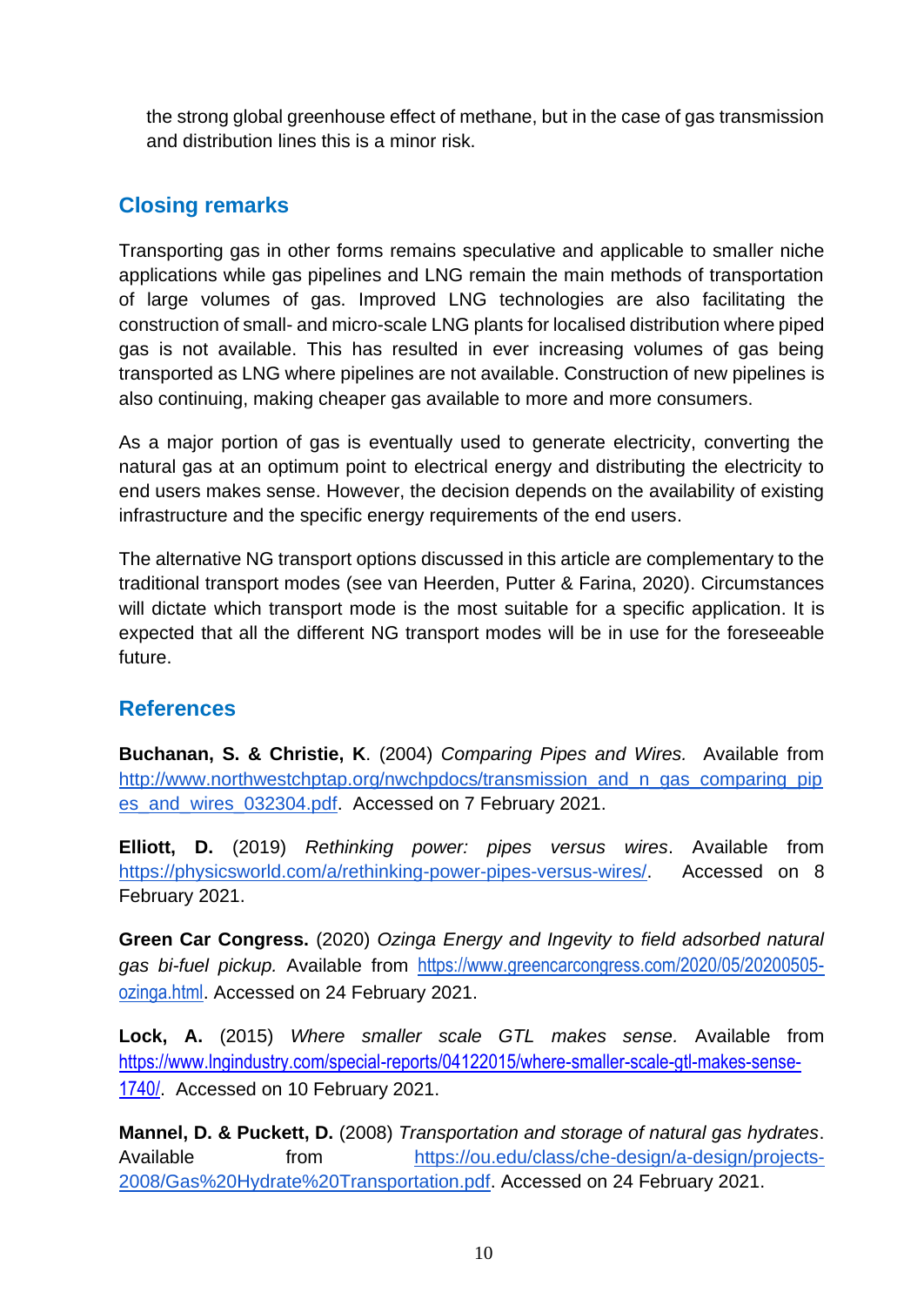the strong global greenhouse effect of methane, but in the case of gas transmission and distribution lines this is a minor risk.

## Closing remarks

Transporting gas in other forms remains speculative and applicable to smaller niche applications while gas pipelines and LNG remain the main methods of transportation of large volumes of gas. Improved LNG technologies are also facilitating the construction of small- and micro-scale LNG plants for localised distribution where piped gas is not available. This has resulted in ever increasing volumes of gas being transported as LNG where pipelines are not available. Construction of new pipelines is also continuing, making cheaper gas available to more and more consumers.

As a major portion of gas is eventually used to generate electricity, converting the natural gas at an optimum point to electrical energy and distributing the electricity to end users makes sense. However, the decision depends on the availability of existing infrastructure and the specific energy requirements of the end users.

The alternative NG transport options discussed in this article are complementary to the traditional transport modes (see van Heerden, Putter & Farina, 2020). Circumstances will dictate which transport mode is the most suitable for a specific application. It is expected that all the different NG transport modes will be in use for the foreseeable future.

## References

**Buchanan, S. & Christie, K**. (2004) *Comparing Pipes and Wires.* Available from http://www.northwestchptap.org/nwchpdocs/transmission_and_n_gas_comparing_pipes_and_wires_032304.pdf. Accessed on 7 February 2021.

**Elliott, D.** (2019) *Rethinking power: pipes versus wires*. Available from https://physicsworld.com/a/rethinking-power-pipes-versus-wires/. Accessed on 8 February 2021.

**Green Car Congress.** (2020) *Ozinga Energy and Ingevity to field adsorbed natural gas bi-fuel pickup.* Available from https://www.greencarcongress.com/2020/05/20200505-ozinga.html. Accessed on 24 February 2021.

**Lock, A.** (2015) *Where smaller scale GTL makes sense.* Available from https://www.lngindustry.com/special-reports/04122015/where-smaller-scale-gtl-makes-sense-1740/. Accessed on 10 February 2021.

**Mannel, D. & Puckett, D.** (2008) *Transportation and storage of natural gas hydrates*. Available from https://ou.edu/class/che-design/a-design/projects-2008/Gas%20Hydrate%20Transportation.pdf. Accessed on 24 February 2021.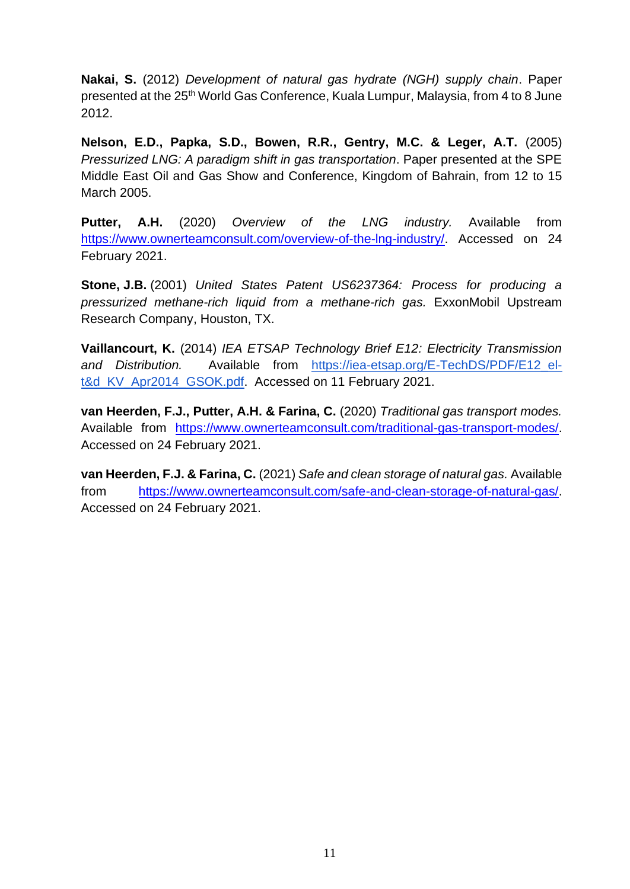**Nakai, S.** (2012) *Development of natural gas hydrate (NGH) supply chain*. Paper presented at the 25th World Gas Conference, Kuala Lumpur, Malaysia, from 4 to 8 June 2012.

**Nelson, E.D., Papka, S.D., Bowen, R.R., Gentry, M.C. & Leger, A.T.** (2005) *Pressurized LNG: A paradigm shift in gas transportation*. Paper presented at the SPE Middle East Oil and Gas Show and Conference, Kingdom of Bahrain, from 12 to 15 March 2005.

**Putter, A.H.** (2020) *Overview of the LNG industry.* Available from https://www.ownerteamconsult.com/overview-of-the-lng-industry/. Accessed on 24 February 2021.

**Stone, J.B.** (2001) *United States Patent US6237364: Process for producing a pressurized methane-rich liquid from a methane-rich gas.* ExxonMobil Upstream Research Company, Houston, TX.

**Vaillancourt, K.** (2014) *IEA ETSAP Technology Brief E12: Electricity Transmission and Distribution.* Available from https://iea-etsap.org/E-TechDS/PDF/E12_el-t&d_KV_Apr2014_GSOK.pdf. Accessed on 11 February 2021.

**van Heerden, F.J., Putter, A.H. & Farina, C.** (2020) *Traditional gas transport modes.* Available from https://www.ownerteamconsult.com/traditional-gas-transport-modes/. Accessed on 24 February 2021.

**van Heerden, F.J. & Farina, C.** (2021) *Safe and clean storage of natural gas.* Available from https://www.ownerteamconsult.com/safe-and-clean-storage-of-natural-gas/. Accessed on 24 February 2021.